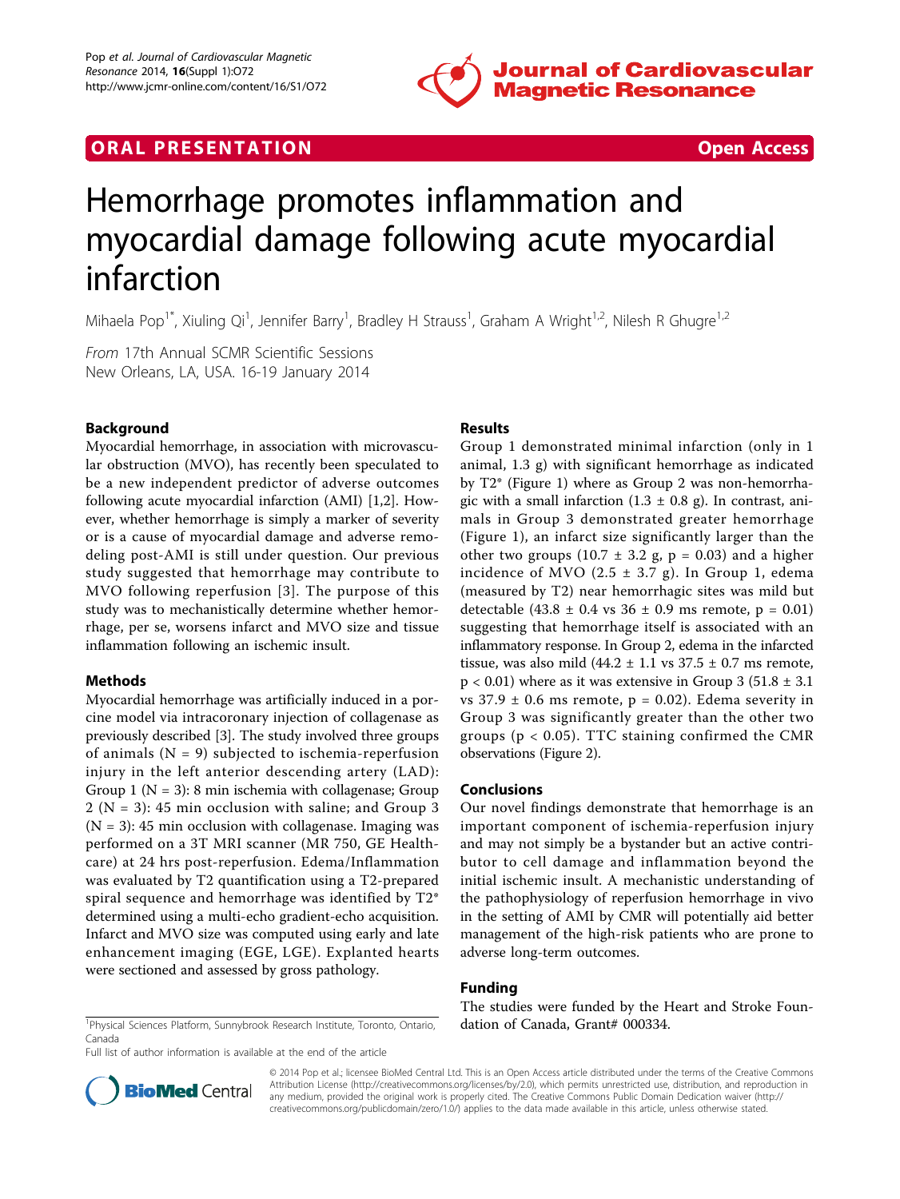ORAL PRESENTATION Open Access

# Hemorrhage promotes inflammation and myocardial damage following acute myocardial infarction

Mihaela Pop[1*], Xiuling Qi[1], Jennifer Barry[1], Bradley H Strauss[1], Graham A Wright[1,2], Nilesh R Ghugre[1,2]

*From* 17th Annual SCMR Scientific Sessions
New Orleans, LA, USA. 16-19 January 2014

## Background

Myocardial hemorrhage, in association with microvascular obstruction (MVO), has recently been speculated to be a new independent predictor of adverse outcomes following acute myocardial infarction (AMI) [1,2]. However, whether hemorrhage is simply a marker of severity or is a cause of myocardial damage and adverse remodeling post-AMI is still under question. Our previous study suggested that hemorrhage may contribute to MVO following reperfusion [3]. The purpose of this study was to mechanistically determine whether hemorrhage, per se, worsens infarct and MVO size and tissue inflammation following an ischemic insult.

## Methods

Myocardial hemorrhage was artificially induced in a porcine model via intracoronary injection of collagenase as previously described [3]. The study involved three groups of animals (N = 9) subjected to ischemia-reperfusion injury in the left anterior descending artery (LAD): Group 1 (N = 3): 8 min ischemia with collagenase; Group 2 (N = 3): 45 min occlusion with saline; and Group 3 (N = 3): 45 min occlusion with collagenase. Imaging was performed on a 3T MRI scanner (MR 750, GE Healthcare) at 24 hrs post-reperfusion. Edema/Inflammation was evaluated by T2 quantification using a T2-prepared spiral sequence and hemorrhage was identified by T2* determined using a multi-echo gradient-echo acquisition. Infarct and MVO size was computed using early and late enhancement imaging (EGE, LGE). Explanted hearts were sectioned and assessed by gross pathology.

## Results

Group 1 demonstrated minimal infarction (only in 1 animal, 1.3 g) with significant hemorrhage as indicated by T2* (Figure 1) where as Group 2 was non-hemorrhagic with a small infarction (1.3 ± 0.8 g). In contrast, animals in Group 3 demonstrated greater hemorrhage (Figure 1), an infarct size significantly larger than the other two groups (10.7 ± 3.2 g, $p = 0.03$) and a higher incidence of MVO (2.5 ± 3.7 g). In Group 1, edema (measured by T2) near hemorrhagic sites was mild but detectable (43.8 ± 0.4 vs 36 ± 0.9 ms remote, $p = 0.01$) suggesting that hemorrhage itself is associated with an inflammatory response. In Group 2, edema in the infarcted tissue, was also mild (44.2 ± 1.1 vs 37.5 ± 0.7 ms remote, $p < 0.01$) where as it was extensive in Group 3 (51.8 ± 3.1 vs 37.9 ± 0.6 ms remote, $p = 0.02$). Edema severity in Group 3 was significantly greater than the other two groups ($p < 0.05$). TTC staining confirmed the CMR observations (Figure 2).

## Conclusions

Our novel findings demonstrate that hemorrhage is an important component of ischemia-reperfusion injury and may not simply be a bystander but an active contributor to cell damage and inflammation beyond the initial ischemic insult. A mechanistic understanding of the pathophysiology of reperfusion hemorrhage in vivo in the setting of AMI by CMR will potentially aid better management of the high-risk patients who are prone to adverse long-term outcomes.

## Funding

The studies were funded by the Heart and Stroke Foundation of Canada, Grant# 000334.

[1]Physical Sciences Platform, Sunnybrook Research Institute, Toronto, Ontario, Canada
Full list of author information is available at the end of the article

© 2014 Pop et al.; licensee BioMed Central Ltd. This is an Open Access article distributed under the terms of the Creative Commons Attribution License (http://creativecommons.org/licenses/by/2.0), which permits unrestricted use, distribution, and reproduction in any medium, provided the original work is properly cited. The Creative Commons Public Domain Dedication waiver (http://creativecommons.org/publicdomain/zero/1.0/) applies to the data made available in this article, unless otherwise stated.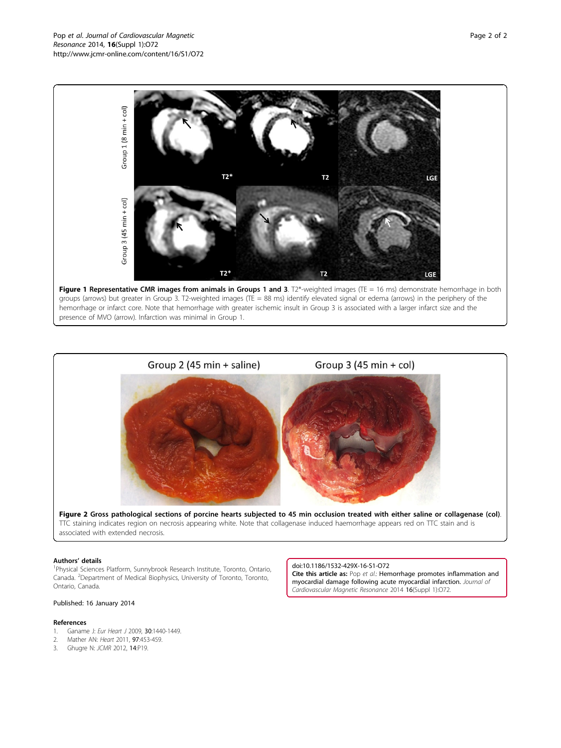Group 1 (8 min + col)

T2*

T2

LGE

Group 3 (45 min + col)

T2*

T2

LGE

**Figure 1 Representative CMR images from animals in Groups 1 and 3**. T2*-weighted images (TE = 16 ms) demonstrate hemorrhage in both groups (arrows) but greater in Group 3. T2-weighted images (TE = 88 ms) identify elevated signal or edema (arrows) in the periphery of the hemorrhage or infarct core. Note that hemorrhage with greater ischemic insult in Group 3 is associated with a larger infarct size and the presence of MVO (arrow). Infarction was minimal in Group 1.

Group 2 (45 min + saline)

Group 3 (45 min + col)

**Figure 2 Gross pathological sections of porcine hearts subjected to 45 min occlusion treated with either saline or collagenase (col)**. TTC staining indicates region on necrosis appearing white. Note that collagenase induced haemorrhage appears red on TTC stain and is associated with extended necrosis.

#### Authors' details

[1]Physical Sciences Platform, Sunnybrook Research Institute, Toronto, Ontario, Canada. [2]Department of Medical Biophysics, University of Toronto, Toronto, Ontario, Canada.

Published: 16 January 2014

#### References

1. Ganame J: *Eur Heart J* 2009, **30**:1440-1449.
2. Mather AN: *Heart* 2011, **97**:453-459.
3. Ghugre N: *JCMR* 2012, **14**:P19.

doi:10.1186/1532-429X-16-S1-O72

**Cite this article as:** Pop *et al.*: Hemorrhage promotes inflammation and myocardial damage following acute myocardial infarction. *Journal of Cardiovascular Magnetic Resonance* 2014 **16**(Suppl 1):O72.